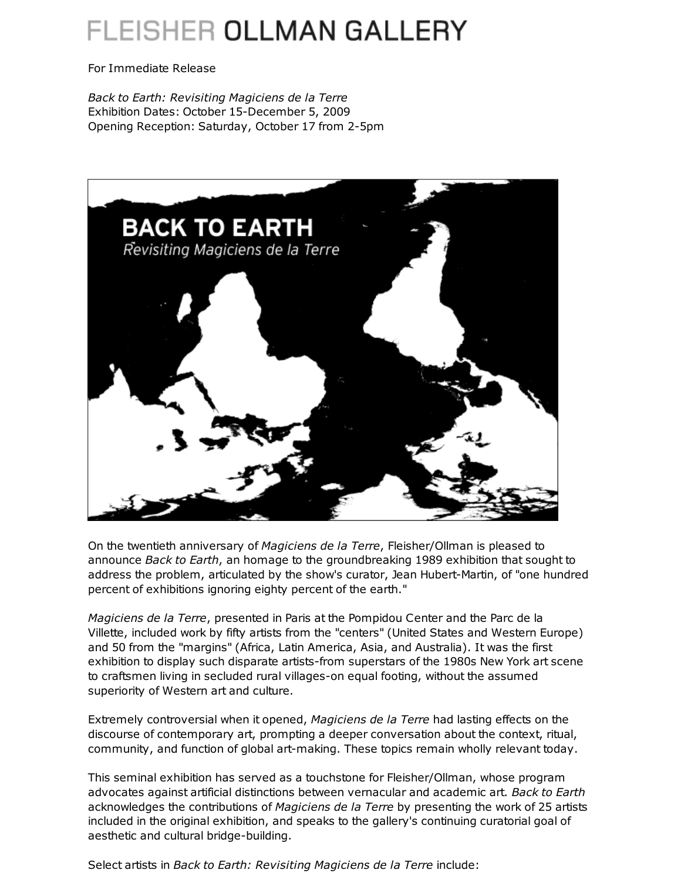# FLEISHER OLLMAN GALLERY

For Immediate Release

*Back to Earth: Revisiting Magiciens de la Terre*
Exhibition Dates: October 15-December 5, 2009
Opening Reception: Saturday, October 17 from 2-5pm

On the twentieth anniversary of *Magiciens de la Terre*, Fleisher/Ollman is pleased to announce *Back to Earth*, an homage to the groundbreaking 1989 exhibition that sought to address the problem, articulated by the show's curator, Jean Hubert-Martin, of "one hundred percent of exhibitions ignoring eighty percent of the earth."

*Magiciens de la Terre*, presented in Paris at the Pompidou Center and the Parc de la Villette, included work by fifty artists from the "centers" (United States and Western Europe) and 50 from the "margins" (Africa, Latin America, Asia, and Australia). It was the first exhibition to display such disparate artists-from superstars of the 1980s New York art scene to craftsmen living in secluded rural villages-on equal footing, without the assumed superiority of Western art and culture.

Extremely controversial when it opened, *Magiciens de la Terre* had lasting effects on the discourse of contemporary art, prompting a deeper conversation about the context, ritual, community, and function of global art-making. These topics remain wholly relevant today.

This seminal exhibition has served as a touchstone for Fleisher/Ollman, whose program advocates against artificial distinctions between vernacular and academic art. *Back to Earth* acknowledges the contributions of *Magiciens de la Terre* by presenting the work of 25 artists included in the original exhibition, and speaks to the gallery's continuing curatorial goal of aesthetic and cultural bridge-building.

Select artists in *Back to Earth: Revisiting Magiciens de la Terre* include: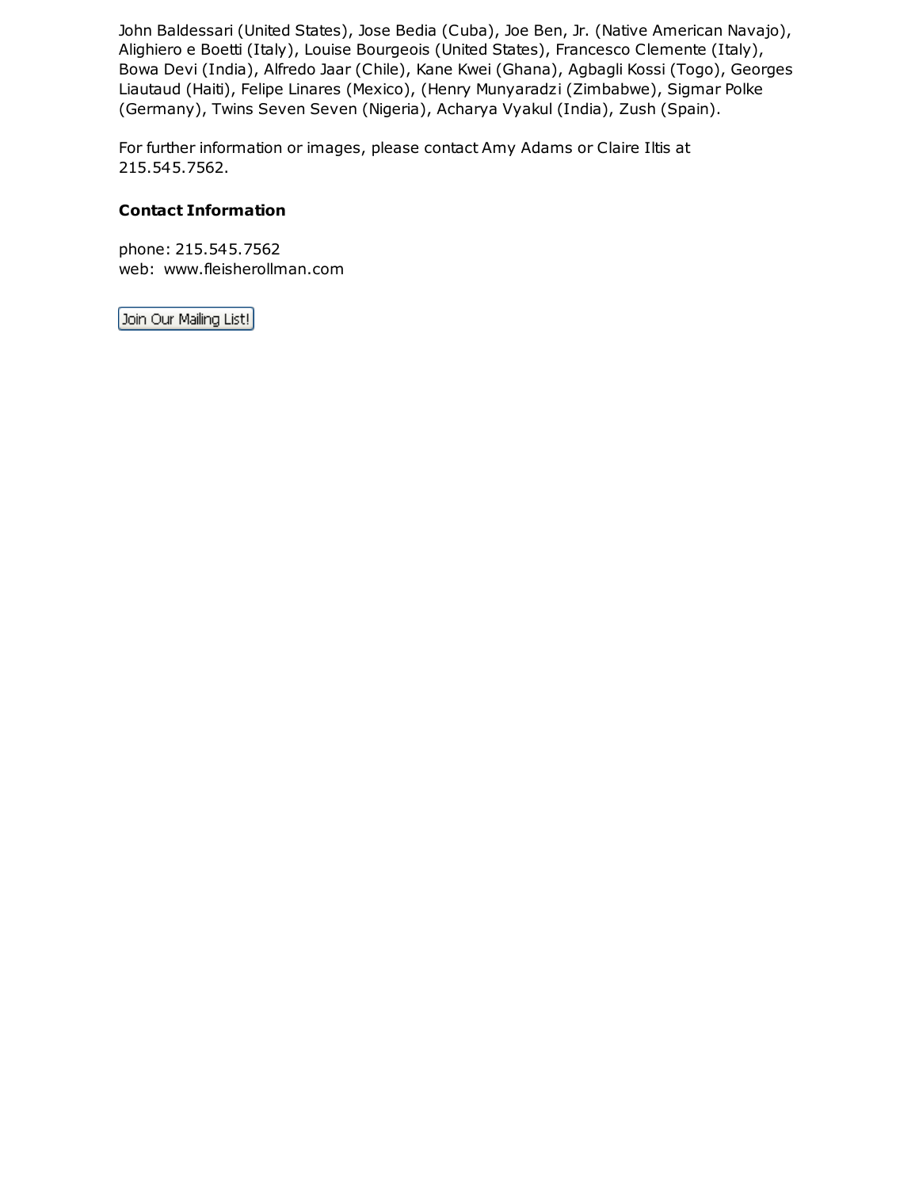John Baldessari (United States), Jose Bedia (Cuba), Joe Ben, Jr. (Native American Navajo), Alighiero e Boetti (Italy), Louise Bourgeois (United States), Francesco Clemente (Italy), Bowa Devi (India), Alfredo Jaar (Chile), Kane Kwei (Ghana), Agbagli Kossi (Togo), Georges Liautaud (Haiti), Felipe Linares (Mexico), (Henry Munyaradzi (Zimbabwe), Sigmar Polke (Germany), Twins Seven Seven (Nigeria), Acharya Vyakul (India), Zush (Spain).

For further information or images, please contact Amy Adams or Claire Iltis at 215.545.7562.

**Contact Information**

phone: 215.545.7562
web: www.fleisherollman.com

Join Our Mailing List!